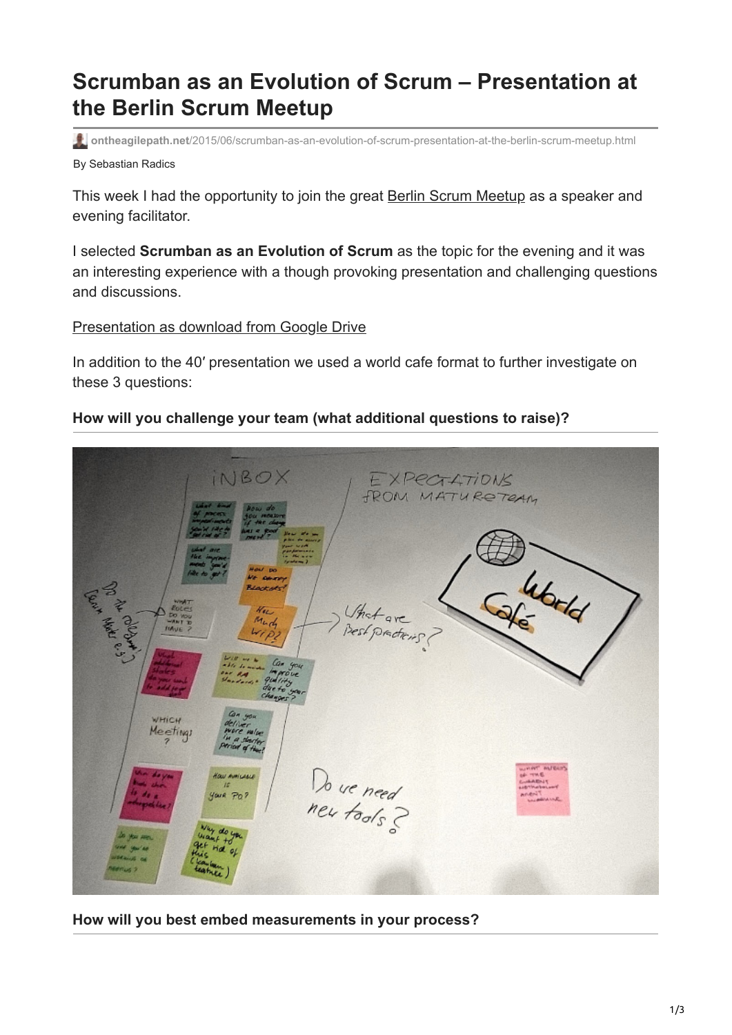# Scrumban as an Evolution of Scrum – Presentation at the Berlin Scrum Meetup

ontheagilepath.net/2015/06/scrumban-as-an-evolution-of-scrum-presentation-at-the-berlin-scrum-meetup.html

By Sebastian Radics

This week I had the opportunity to join the great Berlin Scrum Meetup as a speaker and evening facilitator.

I selected **Scrumban as an Evolution of Scrum** as the topic for the evening and it was an interesting experience with a though provoking presentation and challenging questions and discussions.

Presentation as download from Google Drive

In addition to the 40′ presentation we used a world cafe format to further investigate on these 3 questions:

### How will you challenge your team (what additional questions to raise)?

### How will you best embed measurements in your process?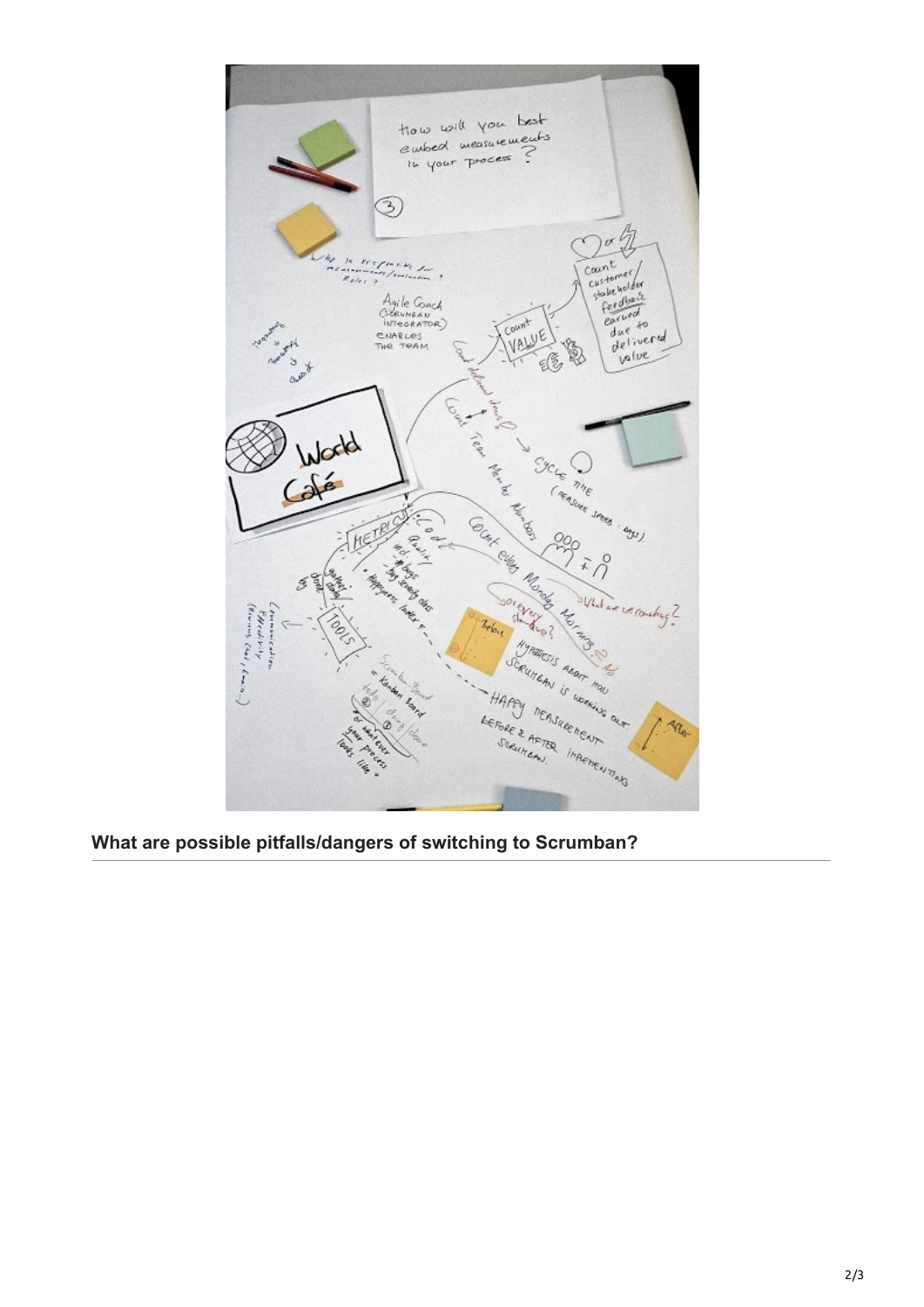**What are possible pitfalls/dangers of switching to Scrumban?**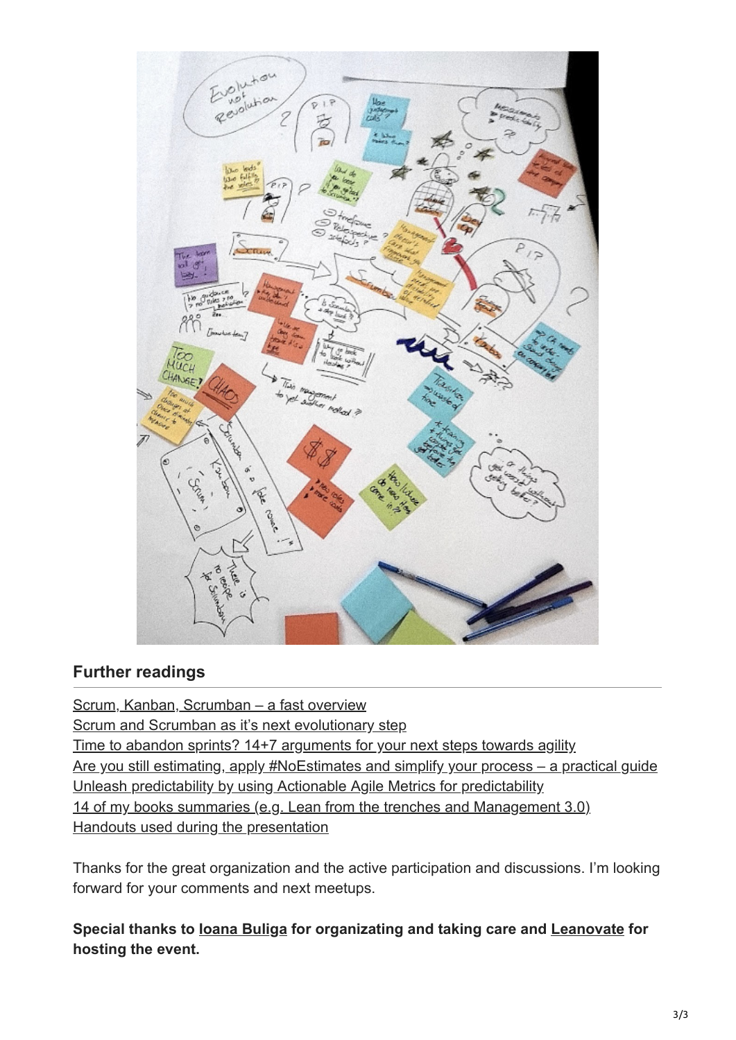## Further readings

Scrum, Kanban, Scrumban – a fast overview
Scrum and Scrumban as it's next evolutionary step
Time to abandon sprints? 14+7 arguments for your next steps towards agility
Are you still estimating, apply #NoEstimates and simplify your process – a practical guide
Unleash predictability by using Actionable Agile Metrics for predictability
14 of my books summaries (e.g. Lean from the trenches and Management 3.0)
Handouts used during the presentation

Thanks for the great organization and the active participation and discussions. I'm looking forward for your comments and next meetups.

**Special thanks to Ioana Buliga for organizating and taking care and Leanovate for hosting the event.**